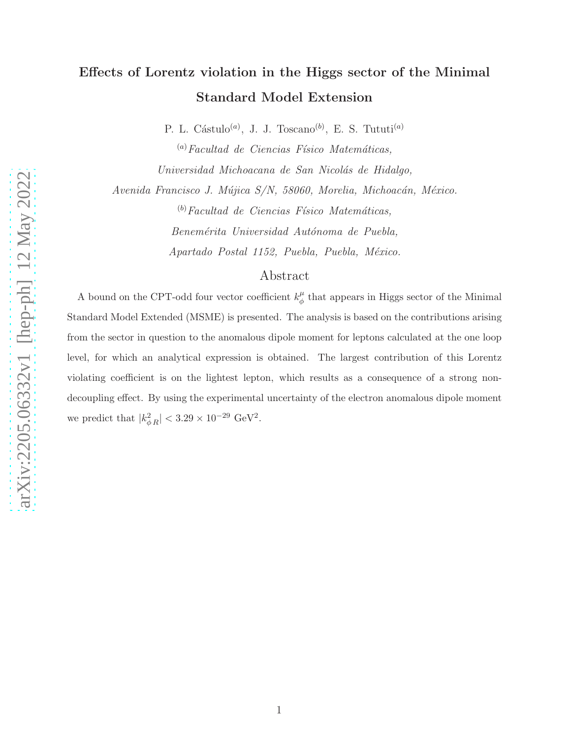# Effects of Lorentz violation in the Higgs sector of the Minimal Standard Model Extension

P. L. Cástulo[(a)], J. J. Toscano[(b)], E. S. Tututi[(a)]

[(a)] *Facultad de Ciencias Físico Matemáticas,*
*Universidad Michoacana de San Nicolás de Hidalgo,*
*Avenida Francisco J. Mújica S/N, 58060, Morelia, Michoacán, México.*

[(b)] *Facultad de Ciencias Físico Matemáticas,*
*Benemérita Universidad Autónoma de Puebla,*
*Apartado Postal 1152, Puebla, Puebla, México.*

## Abstract

A bound on the CPT-odd four vector coefficient $k_\phi^\mu$ that appears in Higgs sector of the Minimal Standard Model Extended (MSME) is presented. The analysis is based on the contributions arising from the sector in question to the anomalous dipole moment for leptons calculated at the one loop level, for which an analytical expression is obtained. The largest contribution of this Lorentz violating coefficient is on the lightest lepton, which results as a consequence of a strong non-decoupling effect. By using the experimental uncertainty of the electron anomalous dipole moment we predict that $|k_{\phi\,R}^2| < 3.29 \times 10^{-29}$ GeV$^2$.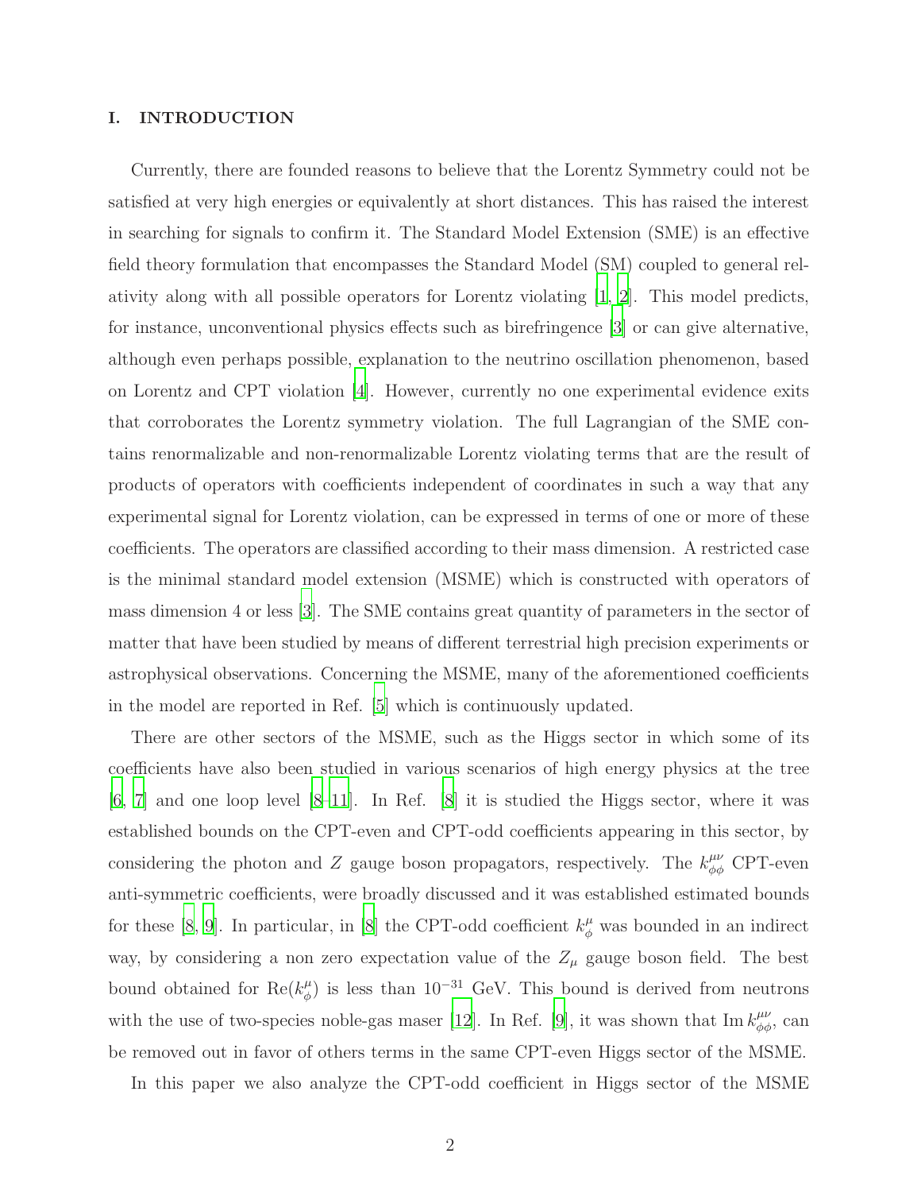## I. INTRODUCTION

Currently, there are founded reasons to believe that the Lorentz Symmetry could not be satisfied at very high energies or equivalently at short distances. This has raised the interest in searching for signals to confirm it. The Standard Model Extension (SME) is an effective field theory formulation that encompasses the Standard Model (SM) coupled to general relativity along with all possible operators for Lorentz violating [1, 2]. This model predicts, for instance, unconventional physics effects such as birefringence [3] or can give alternative, although even perhaps possible, explanation to the neutrino oscillation phenomenon, based on Lorentz and CPT violation [4]. However, currently no one experimental evidence exits that corroborates the Lorentz symmetry violation. The full Lagrangian of the SME contains renormalizable and non-renormalizable Lorentz violating terms that are the result of products of operators with coefficients independent of coordinates in such a way that any experimental signal for Lorentz violation, can be expressed in terms of one or more of these coefficients. The operators are classified according to their mass dimension. A restricted case is the minimal standard model extension (MSME) which is constructed with operators of mass dimension 4 or less [3]. The SME contains great quantity of parameters in the sector of matter that have been studied by means of different terrestrial high precision experiments or astrophysical observations. Concerning the MSME, many of the aforementioned coefficients in the model are reported in Ref. [5] which is continuously updated.

There are other sectors of the MSME, such as the Higgs sector in which some of its coefficients have also been studied in various scenarios of high energy physics at the tree [6, 7] and one loop level [8–11]. In Ref. [8] it is studied the Higgs sector, where it was established bounds on the CPT-even and CPT-odd coefficients appearing in this sector, by considering the photon and $Z$ gauge boson propagators, respectively. The $k^{\mu\nu}_{\phi\phi}$ CPT-even anti-symmetric coefficients, were broadly discussed and it was established estimated bounds for these [8, 9]. In particular, in [8] the CPT-odd coefficient $k^{\mu}_{\phi}$ was bounded in an indirect way, by considering a non zero expectation value of the $Z_\mu$ gauge boson field. The best bound obtained for $\mathrm{Re}(k^{\mu}_{\phi})$ is less than $10^{-31}$ GeV. This bound is derived from neutrons with the use of two-species noble-gas maser [12]. In Ref. [9], it was shown that $\mathrm{Im}\, k^{\mu\nu}_{\phi\phi}$, can be removed out in favor of others terms in the same CPT-even Higgs sector of the MSME.

In this paper we also analyze the CPT-odd coefficient in Higgs sector of the MSME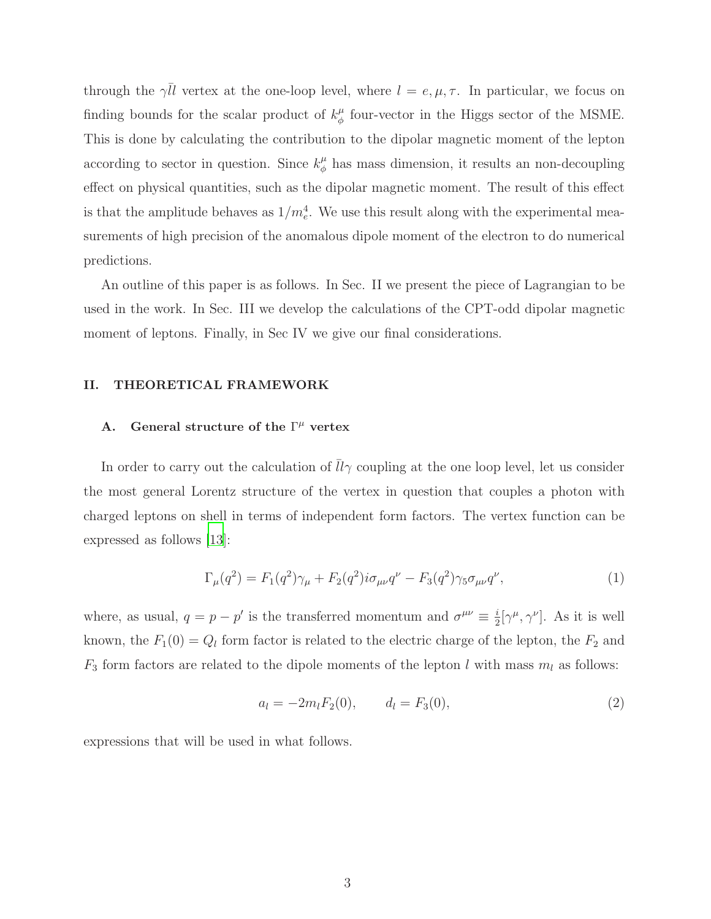through the $\gamma \bar{l} l$ vertex at the one-loop level, where $l = e, \mu, \tau$. In particular, we focus on finding bounds for the scalar product of $k_\phi^\mu$ four-vector in the Higgs sector of the MSME. This is done by calculating the contribution to the dipolar magnetic moment of the lepton according to sector in question. Since $k_\phi^\mu$ has mass dimension, it results an non-decoupling effect on physical quantities, such as the dipolar magnetic moment. The result of this effect is that the amplitude behaves as $1/m_e^4$. We use this result along with the experimental measurements of high precision of the anomalous dipole moment of the electron to do numerical predictions.

An outline of this paper is as follows. In Sec. II we present the piece of Lagrangian to be used in the work. In Sec. III we develop the calculations of the CPT-odd dipolar magnetic moment of leptons. Finally, in Sec IV we give our final considerations.

## II. THEORETICAL FRAMEWORK

### A. General structure of the $\Gamma^\mu$ vertex

In order to carry out the calculation of $\bar{l} l \gamma$ coupling at the one loop level, let us consider the most general Lorentz structure of the vertex in question that couples a photon with charged leptons on shell in terms of independent form factors. The vertex function can be expressed as follows [13]:

$$\Gamma_\mu(q^2) = F_1(q^2)\gamma_\mu + F_2(q^2) i \sigma_{\mu\nu} q^\nu - F_3(q^2)\gamma_5 \sigma_{\mu\nu} q^\nu, \tag{1}$$

where, as usual, $q = p - p'$ is the transferred momentum and $\sigma^{\mu\nu} \equiv \frac{i}{2}[\gamma^\mu, \gamma^\nu]$. As it is well known, the $F_1(0) = Q_l$ form factor is related to the electric charge of the lepton, the $F_2$ and $F_3$ form factors are related to the dipole moments of the lepton $l$ with mass $m_l$ as follows:

$$a_l = -2 m_l F_2(0), \qquad d_l = F_3(0), \tag{2}$$

expressions that will be used in what follows.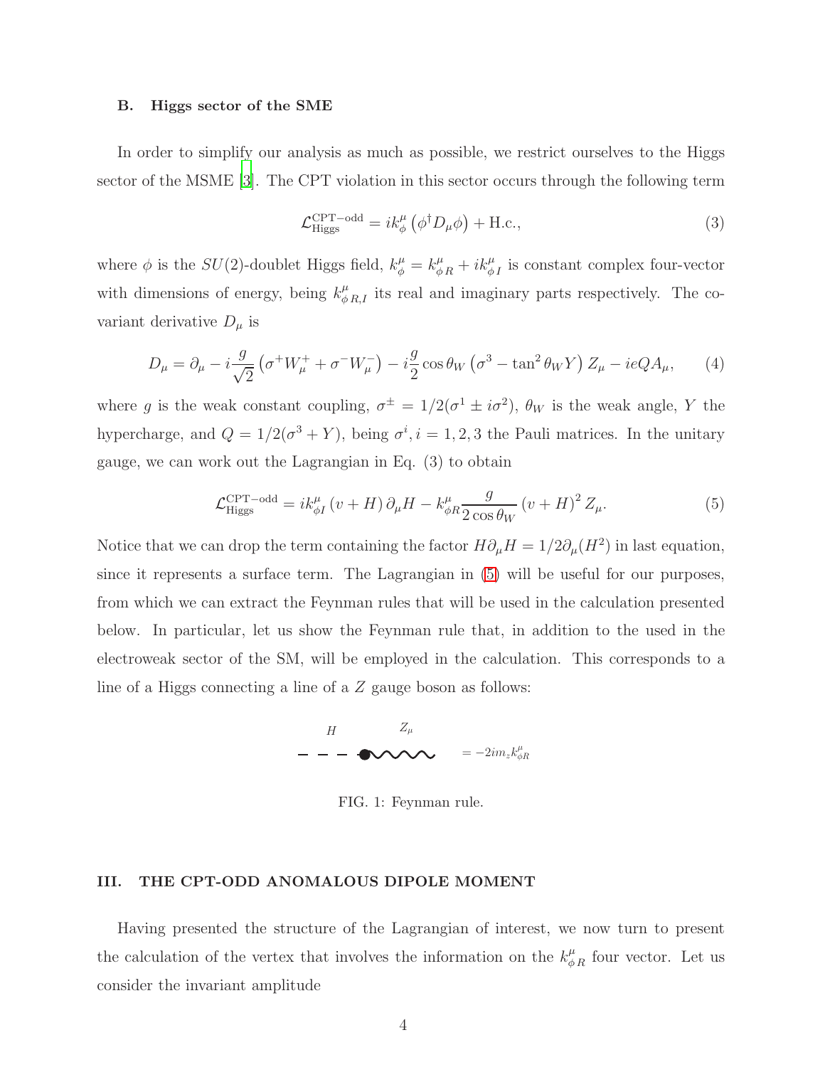### B. Higgs sector of the SME

In order to simplify our analysis as much as possible, we restrict ourselves to the Higgs sector of the MSME [3]. The CPT violation in this sector occurs through the following term

$$\mathcal{L}_{\text{Higgs}}^{\text{CPT-odd}} = ik_{\phi}^{\mu}\left(\phi^{\dagger}D_{\mu}\phi\right) + \text{H.c.}, \tag{3}$$

where $\phi$ is the $SU(2)$-doublet Higgs field, $k_{\phi}^{\mu} = k_{\phi\,R}^{\mu} + ik_{\phi\,I}^{\mu}$ is constant complex four-vector with dimensions of energy, being $k_{\phi\,R,I}^{\mu}$ its real and imaginary parts respectively. The covariant derivative $D_{\mu}$ is

$$D_{\mu} = \partial_{\mu} - i\frac{g}{\sqrt{2}}\left(\sigma^{+}W_{\mu}^{+} + \sigma^{-}W_{\mu}^{-}\right) - i\frac{g}{2}\cos\theta_{W}\left(\sigma^{3} - \tan^{2}\theta_{W}Y\right)Z_{\mu} - ieQA_{\mu}, \tag{4}$$

where $g$ is the weak constant coupling, $\sigma^{\pm} = 1/2(\sigma^{1} \pm i\sigma^{2})$, $\theta_{W}$ is the weak angle, $Y$ the hypercharge, and $Q = 1/2(\sigma^{3} + Y)$, being $\sigma^{i}, i = 1, 2, 3$ the Pauli matrices. In the unitary gauge, we can work out the Lagrangian in Eq. (3) to obtain

$$\mathcal{L}_{\text{Higgs}}^{\text{CPT-odd}} = ik_{\phi I}^{\mu}\left(v + H\right)\partial_{\mu}H - k_{\phi R}^{\mu}\frac{g}{2\cos\theta_{W}}\left(v + H\right)^{2}Z_{\mu}. \tag{5}$$

Notice that we can drop the term containing the factor $H\partial_{\mu}H = 1/2\partial_{\mu}(H^{2})$ in last equation, since it represents a surface term. The Lagrangian in (5) will be useful for our purposes, from which we can extract the Feynman rules that will be used in the calculation presented below. In particular, let us show the Feynman rule that, in addition to the used in the electroweak sector of the SM, will be employed in the calculation. This corresponds to a line of a Higgs connecting a line of a $Z$ gauge boson as follows:

$H$ — $Z_{\mu}$ $= -2im_{z}k_{\phi R}^{\mu}$

FIG. 1: Feynman rule.

## III. THE CPT-ODD ANOMALOUS DIPOLE MOMENT

Having presented the structure of the Lagrangian of interest, we now turn to present the calculation of the vertex that involves the information on the $k_{\phi\,R}^{\mu}$ four vector. Let us consider the invariant amplitude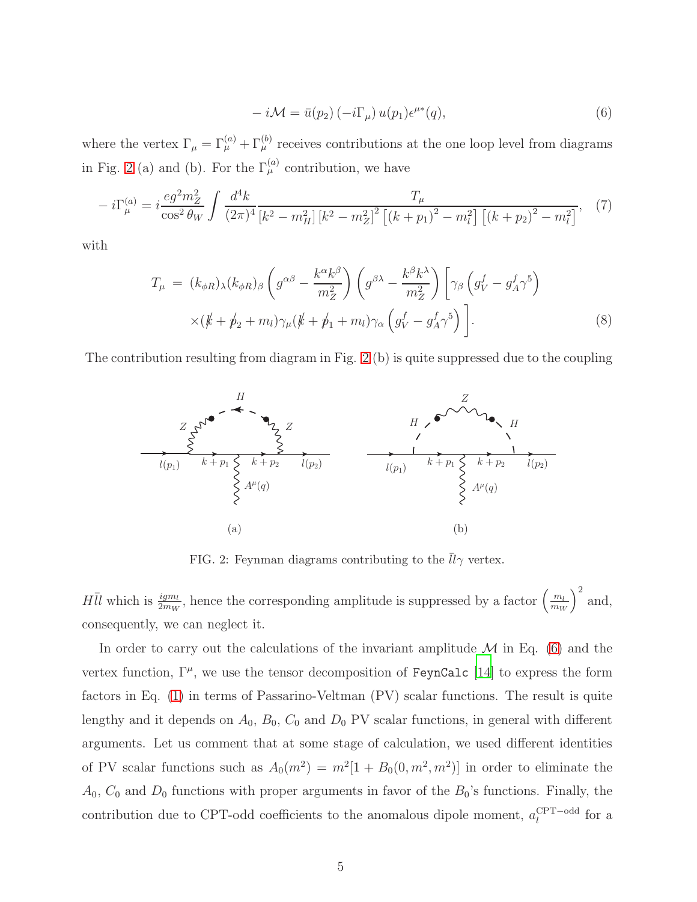$$- i\mathcal{M} = \bar{u}(p_2) \left(-i\Gamma_\mu\right) u(p_1)\epsilon^{\mu *}(q), \tag{6}$$

where the vertex $\Gamma_\mu = \Gamma^{(a)}_\mu + \Gamma^{(b)}_\mu$ receives contributions at the one loop level from diagrams in Fig. 2 (a) and (b). For the $\Gamma^{(a)}_\mu$ contribution, we have

$$- i\Gamma^{(a)}_\mu = i\frac{eg^2 m_Z^2}{\cos^2\theta_W} \int \frac{d^4k}{(2\pi)^4} \frac{T_\mu}{\left[k^2 - m_H^2\right]\left[k^2 - m_Z^2\right]^2 \left[(k+p_1)^2 - m_l^2\right]\left[(k+p_2)^2 - m_l^2\right]}, \tag{7}$$

with

$$\begin{aligned} T_\mu \ = \ & (k_{\phi R})_\lambda (k_{\phi R})_\beta \left(g^{\alpha\beta} - \frac{k^\alpha k^\beta}{m_Z^2}\right)\left(g^{\beta\lambda} - \frac{k^\beta k^\lambda}{m_Z^2}\right)\left[\gamma_\beta\left(g_V^f - g_A^f\gamma^5\right)\right. \\ & \left. \times(\not{k} + \not{p}_2 + m_l)\gamma_\mu(\not{k} + \not{p}_1 + m_l)\gamma_\alpha\left(g_V^f - g_A^f\gamma^5\right)\right]. \end{aligned} \tag{8}$$

The contribution resulting from diagram in Fig. 2 (b) is quite suppressed due to the coupling

FIG. 2: Feynman diagrams contributing to the $\bar{l}l\gamma$ vertex.

$H\bar{l}l$ which is $\frac{igm_l}{2m_W}$, hence the corresponding amplitude is suppressed by a factor $\left(\frac{m_l}{m_W}\right)^2$ and, consequently, we can neglect it.

In order to carry out the calculations of the invariant amplitude $\mathcal{M}$ in Eq. (6) and the vertex function, $\Gamma^\mu$, we use the tensor decomposition of `FeynCalc` [14] to express the form factors in Eq. (1) in terms of Passarino-Veltman (PV) scalar functions. The result is quite lengthy and it depends on $A_0$, $B_0$, $C_0$ and $D_0$ PV scalar functions, in general with different arguments. Let us comment that at some stage of calculation, we used different identities of PV scalar functions such as $A_0(m^2) = m^2[1 + B_0(0, m^2, m^2)]$ in order to eliminate the $A_0$, $C_0$ and $D_0$ functions with proper arguments in favor of the $B_0$'s functions. Finally, the contribution due to CPT-odd coefficients to the anomalous dipole moment, $a_l^{\text{CPT}-\text{odd}}$ for a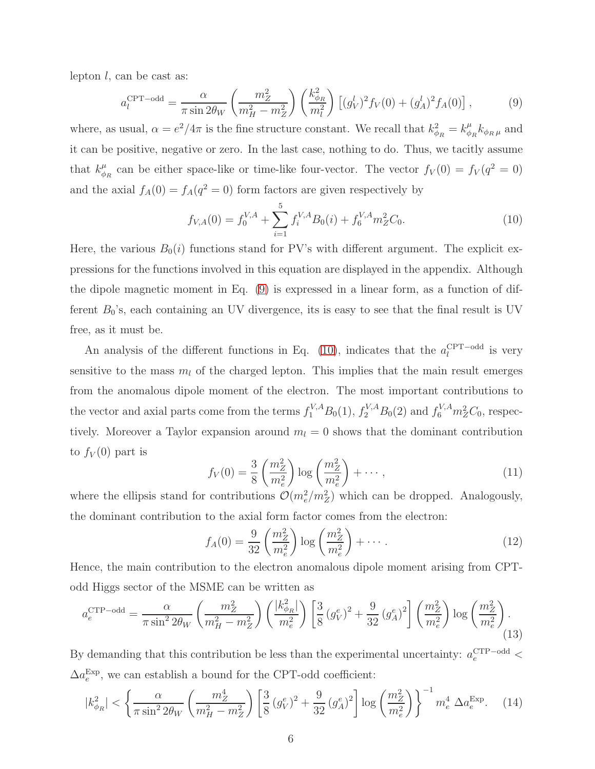lepton $l$, can be cast as:

$$a_l^{\mathrm{CPT-odd}} = \frac{\alpha}{\pi \sin 2\theta_W}\left(\frac{m_Z^2}{m_H^2 - m_Z^2}\right)\left(\frac{k_{\phi_R}^2}{m_l^2}\right)\left[(g_V^l)^2 f_V(0) + (g_A^l)^2 f_A(0)\right], \tag{9}$$

where, as usual, $\alpha = e^2/4\pi$ is the fine structure constant. We recall that $k_{\phi_R}^2 = k_{\phi_R}^\mu k_{\phi_R\,\mu}$ and it can be positive, negative or zero. In the last case, nothing to do. Thus, we tacitly assume that $k_{\phi_R}^\mu$ can be either space-like or time-like four-vector. The vector $f_V(0) = f_V(q^2 = 0)$ and the axial $f_A(0) = f_A(q^2 = 0)$ form factors are given respectively by

$$f_{V,A}(0) = f_0^{V,A} + \sum_{i=1}^{5} f_i^{V,A} B_0(i) + f_6^{V,A} m_Z^2 C_0. \tag{10}$$

Here, the various $B_0(i)$ functions stand for PV's with different argument. The explicit expressions for the functions involved in this equation are displayed in the appendix. Although the dipole magnetic moment in Eq. (9) is expressed in a linear form, as a function of different $B_0$'s, each containing an UV divergence, its is easy to see that the final result is UV free, as it must be.

An analysis of the different functions in Eq. (10), indicates that the $a_l^{\mathrm{CPT-odd}}$ is very sensitive to the mass $m_l$ of the charged lepton. This implies that the main result emerges from the anomalous dipole moment of the electron. The most important contributions to the vector and axial parts come from the terms $f_1^{V,A} B_0(1)$, $f_2^{V,A} B_0(2)$ and $f_6^{V,A} m_Z^2 C_0$, respectively. Moreover a Taylor expansion around $m_l = 0$ shows that the dominant contribution to $f_V(0)$ part is

$$f_V(0) = \frac{3}{8}\left(\frac{m_Z^2}{m_e^2}\right)\log\left(\frac{m_Z^2}{m_e^2}\right) + \cdots, \tag{11}$$

where the ellipsis stand for contributions $\mathcal{O}(m_e^2/m_Z^2)$ which can be dropped. Analogously, the dominant contribution to the axial form factor comes from the electron:

$$f_A(0) = \frac{9}{32}\left(\frac{m_Z^2}{m_e^2}\right)\log\left(\frac{m_Z^2}{m_e^2}\right) + \cdots. \tag{12}$$

Hence, the main contribution to the electron anomalous dipole moment arising from CPT-odd Higgs sector of the MSME can be written as

$$a_e^{\mathrm{CTP-odd}} = \frac{\alpha}{\pi \sin^2 2\theta_W}\left(\frac{m_Z^2}{m_H^2 - m_Z^2}\right)\left(\frac{|k_{\phi_R}^2|}{m_e^2}\right)\left[\frac{3}{8}\left(g_V^e\right)^2 + \frac{9}{32}\left(g_A^e\right)^2\right]\left(\frac{m_Z^2}{m_e^2}\right)\log\left(\frac{m_Z^2}{m_e^2}\right). \tag{13}$$

By demanding that this contribution be less than the experimental uncertainty: $a_e^{\mathrm{CTP-odd}} < \Delta a_e^{\mathrm{Exp}}$, we can establish a bound for the CPT-odd coefficient:

$$|k_{\phi_R}^2| < \left\{\frac{\alpha}{\pi \sin^2 2\theta_W}\left(\frac{m_Z^4}{m_H^2 - m_Z^2}\right)\left[\frac{3}{8}\left(g_V^e\right)^2 + \frac{9}{32}\left(g_A^e\right)^2\right]\log\left(\frac{m_Z^2}{m_e^2}\right)\right\}^{-1} m_e^4\, \Delta a_e^{\mathrm{Exp}}. \tag{14}$$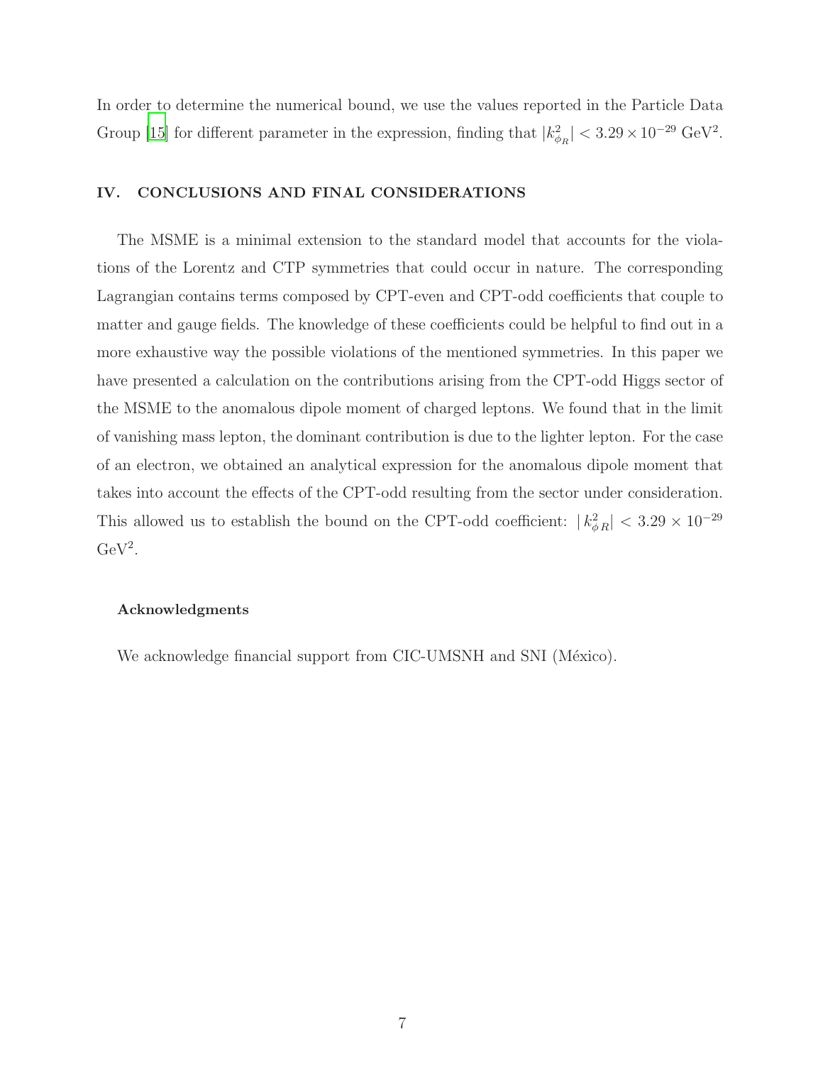In order to determine the numerical bound, we use the values reported in the Particle Data Group [15] for different parameter in the expression, finding that $|k^2_{\phi_R}| < 3.29 \times 10^{-29}$ GeV$^2$.

## IV. CONCLUSIONS AND FINAL CONSIDERATIONS

The MSME is a minimal extension to the standard model that accounts for the violations of the Lorentz and CTP symmetries that could occur in nature. The corresponding Lagrangian contains terms composed by CPT-even and CPT-odd coefficients that couple to matter and gauge fields. The knowledge of these coefficients could be helpful to find out in a more exhaustive way the possible violations of the mentioned symmetries. In this paper we have presented a calculation on the contributions arising from the CPT-odd Higgs sector of the MSME to the anomalous dipole moment of charged leptons. We found that in the limit of vanishing mass lepton, the dominant contribution is due to the lighter lepton. For the case of an electron, we obtained an analytical expression for the anomalous dipole moment that takes into account the effects of the CPT-odd resulting from the sector under consideration. This allowed us to establish the bound on the CPT-odd coefficient: $|\, k^2_{\phi R}| < 3.29 \times 10^{-29}$ GeV$^2$.

### Acknowledgments

We acknowledge financial support from CIC-UMSNH and SNI (México).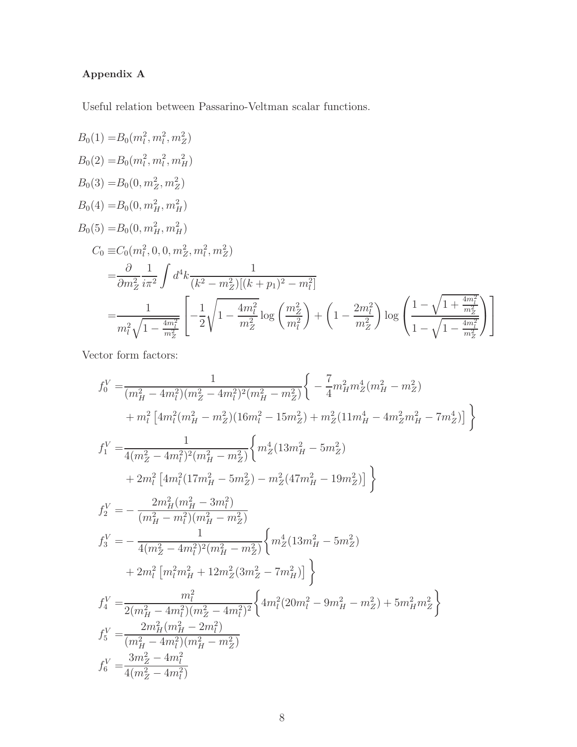**Appendix A**

Useful relation between Passarino-Veltman scalar functions.

$$
\begin{aligned}
B_0(1) =& B_0(m_l^2, m_l^2, m_Z^2) \\
B_0(2) =& B_0(m_l^2, m_l^2, m_H^2) \\
B_0(3) =& B_0(0, m_Z^2, m_Z^2) \\
B_0(4) =& B_0(0, m_H^2, m_H^2) \\
B_0(5) =& B_0(0, m_H^2, m_H^2) \\
C_0 \equiv& C_0(m_l^2, 0, 0, m_Z^2, m_l^2, m_Z^2) \\
=& \frac{\partial}{\partial m_Z^2} \frac{1}{i\pi^2} \int d^4k \frac{1}{(k^2 - m_Z^2)[(k+p_1)^2 - m_l^2]} \\
=& \frac{1}{m_l^2 \sqrt{1 - \frac{4m_l^2}{m_Z^2}}} \left[ -\frac{1}{2} \sqrt{1 - \frac{4m_l^2}{m_Z^2}} \log\left(\frac{m_Z^2}{m_l^2}\right) + \left(1 - \frac{2m_l^2}{m_Z^2}\right) \log\left( \frac{1 - \sqrt{1 + \frac{4m_l^2}{m_Z^2}}}{1 - \sqrt{1 - \frac{4m_l^2}{m_Z^2}}} \right) \right]
\end{aligned}
$$

Vector form factors:

$$
\begin{aligned}
f_0^V =& \frac{1}{(m_H^2 - 4m_l^2)(m_Z^2 - 4m_l^2)^2(m_H^2 - m_Z^2)} \bigg\{ -\frac{7}{4} m_H^2 m_Z^4 (m_H^2 - m_Z^2) \\
&+ m_l^2 \left[ 4m_l^2 (m_H^2 - m_Z^2)(16m_l^2 - 15m_Z^2) + m_Z^2 (11m_H^4 - 4m_Z^2 m_H^2 - 7m_Z^4) \right] \bigg\} \\
f_1^V =& \frac{1}{4(m_Z^2 - 4m_l^2)^2(m_H^2 - m_Z^2)} \bigg\{ m_Z^4 (13m_H^2 - 5m_Z^2) \\
&+ 2m_l^2 \left[ 4m_l^2 (17m_H^2 - 5m_Z^2) - m_Z^2 (47m_H^2 - 19m_Z^2) \right] \bigg\} \\
f_2^V =& -\frac{2m_H^2 (m_H^2 - 3m_l^2)}{(m_H^2 - m_l^2)(m_H^2 - m_Z^2)} \\
f_3^V =& -\frac{1}{4(m_Z^2 - 4m_l^2)^2(m_H^2 - m_Z^2)} \bigg\{ m_Z^4 (13m_H^2 - 5m_Z^2) \\
&+ 2m_l^2 \left[ m_l^2 m_H^2 + 12m_Z^2 (3m_Z^2 - 7m_H^2) \right] \bigg\} \\
f_4^V =& \frac{m_l^2}{2(m_H^2 - 4m_l^2)(m_Z^2 - 4m_l^2)^2} \bigg\{ 4m_l^2 (20m_l^2 - 9m_H^2 - m_Z^2) + 5m_H^2 m_Z^2 \bigg\} \\
f_5^V =& \frac{2m_H^2 (m_H^2 - 2m_l^2)}{(m_H^2 - 4m_l^2)(m_H^2 - m_Z^2)} \\
f_6^V =& \frac{3m_Z^2 - 4m_l^2}{4(m_Z^2 - 4m_l^2)}
\end{aligned}
$$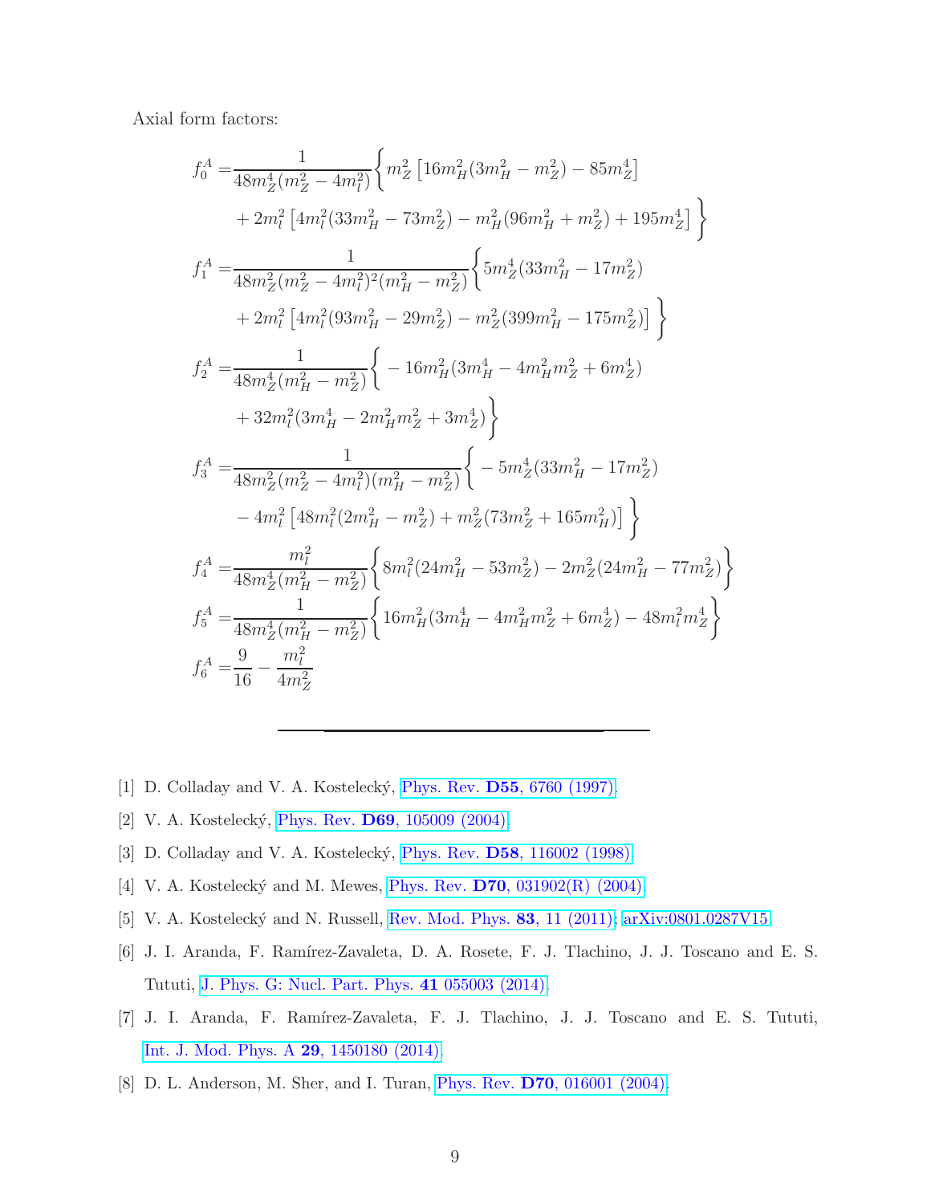Axial form factors:

$$
\begin{aligned}
f_0^A =& \frac{1}{48m_Z^4(m_Z^2-4m_l^2)}\bigg\{ m_Z^2\left[16m_H^2(3m_H^2-m_Z^2)-85m_Z^4\right] \\
&+2m_l^2\left[4m_l^2(33m_H^2-73m_Z^2)-m_H^2(96m_H^2+m_Z^2)+195m_Z^4\right]\bigg\} \\
f_1^A =& \frac{1}{48m_Z^2(m_Z^2-4m_l^2)^2(m_H^2-m_Z^2)}\bigg\{ 5m_Z^4(33m_H^2-17m_Z^2) \\
&+2m_l^2\left[4m_l^2(93m_H^2-29m_Z^2)-m_Z^2(399m_H^2-175m_Z^2)\right]\bigg\} \\
f_2^A =& \frac{1}{48m_Z^4(m_H^2-m_Z^2)}\bigg\{ -16m_H^2(3m_H^4-4m_H^2m_Z^2+6m_Z^4) \\
&+32m_l^2(3m_H^4-2m_H^2m_Z^2+3m_Z^4)\bigg\} \\
f_3^A =& \frac{1}{48m_Z^2(m_Z^2-4m_l^2)(m_H^2-m_Z^2)}\bigg\{ -5m_Z^4(33m_H^2-17m_Z^2) \\
&-4m_l^2\left[48m_l^2(2m_H^2-m_Z^2)+m_Z^2(73m_Z^2+165m_H^2)\right]\bigg\} \\
f_4^A =& \frac{m_l^2}{48m_Z^4(m_H^2-m_Z^2)}\bigg\{ 8m_l^2(24m_H^2-53m_Z^2)-2m_Z^2(24m_H^2-77m_Z^2)\bigg\} \\
f_5^A =& \frac{1}{48m_Z^4(m_H^2-m_Z^2)}\bigg\{ 16m_H^2(3m_H^4-4m_H^2m_Z^2+6m_Z^4)-48m_l^2m_Z^4\bigg\} \\
f_6^A =& \frac{9}{16}-\frac{m_l^2}{4m_Z^2}
\end{aligned}
$$

---

[1] D. Colladay and V. A. Kostelecký, Phys. Rev. **D55**, 6760 (1997).

[2] V. A. Kostelecký, Phys. Rev. **D69**, 105009 (2004).

[3] D. Colladay and V. A. Kostelecký, Phys. Rev. **D58**, 116002 (1998).

[4] V. A. Kostelecký and M. Mewes, Phys. Rev. **D70**, 031902(R) (2004).

[5] V. A. Kostelecký and N. Russell, Rev. Mod. Phys. **83**, 11 (2011); arXiv:0801.0287V15.

[6] J. I. Aranda, F. Ramírez-Zavaleta, D. A. Rosete, F. J. Tlachino, J. J. Toscano and E. S. Tututi, J. Phys. G: Nucl. Part. Phys. **41** 055003 (2014).

[7] J. I. Aranda, F. Ramírez-Zavaleta, F. J. Tlachino, J. J. Toscano and E. S. Tututi, Int. J. Mod. Phys. A **29**, 1450180 (2014).

[8] D. L. Anderson, M. Sher, and I. Turan, Phys. Rev. **D70**, 016001 (2004).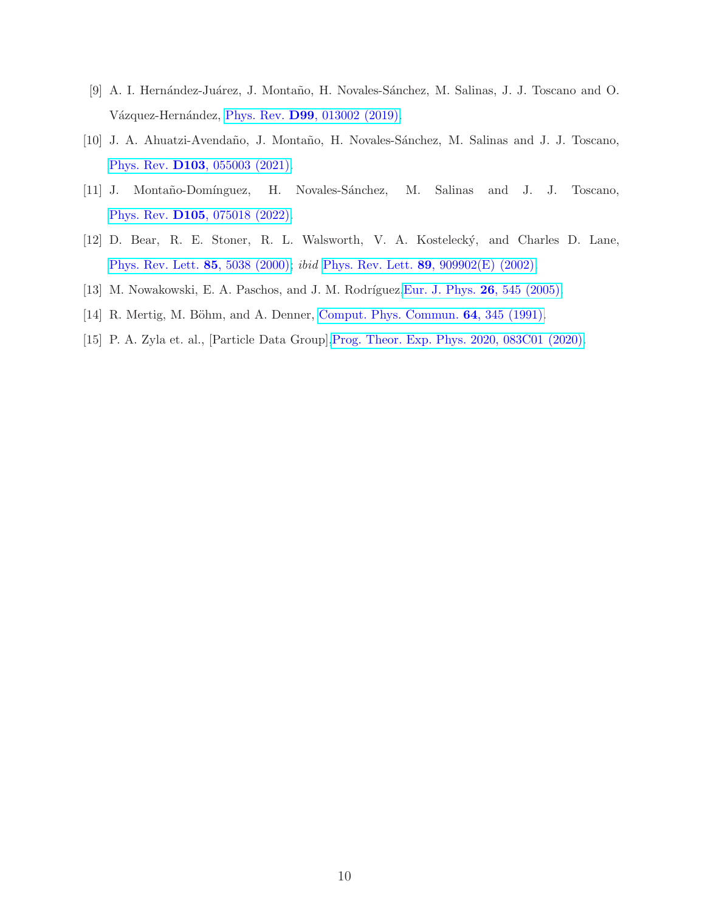[9] A. I. Hernández-Juárez, J. Montaño, H. Novales-Sánchez, M. Salinas, J. J. Toscano and O. Vázquez-Hernández, Phys. Rev. **D99**, 013002 (2019).

[10] J. A. Ahuatzi-Avendaño, J. Montaño, H. Novales-Sánchez, M. Salinas and J. J. Toscano, Phys. Rev. **D103**, 055003 (2021).

[11] J. Montaño-Domínguez, H. Novales-Sánchez, M. Salinas and J. J. Toscano, Phys. Rev. **D105**, 075018 (2022).

[12] D. Bear, R. E. Stoner, R. L. Walsworth, V. A. Kostelecký, and Charles D. Lane, Phys. Rev. Lett. **85**, 5038 (2000); *ibid* Phys. Rev. Lett. **89**, 909902(E) (2002).

[13] M. Nowakowski, E. A. Paschos, and J. M. Rodríguez.Eur. J. Phys. **26**, 545 (2005).

[14] R. Mertig, M. Böhm, and A. Denner, Comput. Phys. Commun. **64**, 345 (1991).

[15] P. A. Zyla et. al., [Particle Data Group].Prog. Theor. Exp. Phys. 2020, 083C01 (2020).